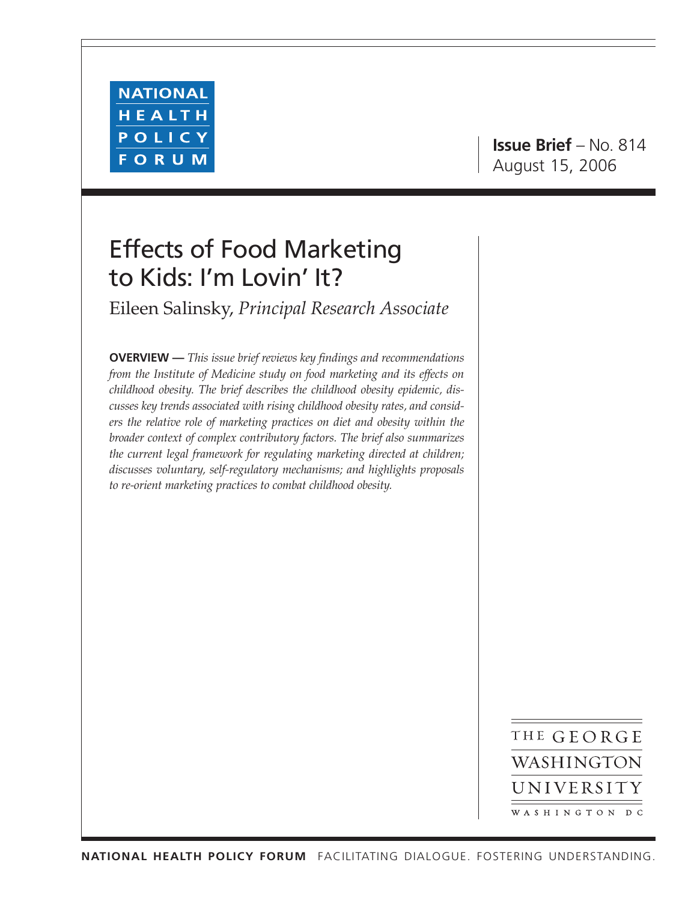NATIONAL HEALTH POLICY FORUM

**Issue Brief** – No. 814
August 15, 2006

# Effects of Food Marketing to Kids: I'm Lovin' It?

Eileen Salinsky, *Principal Research Associate*

**OVERVIEW —** *This issue brief reviews key findings and recommendations from the Institute of Medicine study on food marketing and its effects on childhood obesity. The brief describes the childhood obesity epidemic, discusses key trends associated with rising childhood obesity rates, and considers the relative role of marketing practices on diet and obesity within the broader context of complex contributory factors. The brief also summarizes the current legal framework for regulating marketing directed at children; discusses voluntary, self-regulatory mechanisms; and highlights proposals to re-orient marketing practices to combat childhood obesity.*

THE GEORGE WASHINGTON UNIVERSITY
WASHINGTON DC

**NATIONAL HEALTH POLICY FORUM** FACILITATING DIALOGUE. FOSTERING UNDERSTANDING.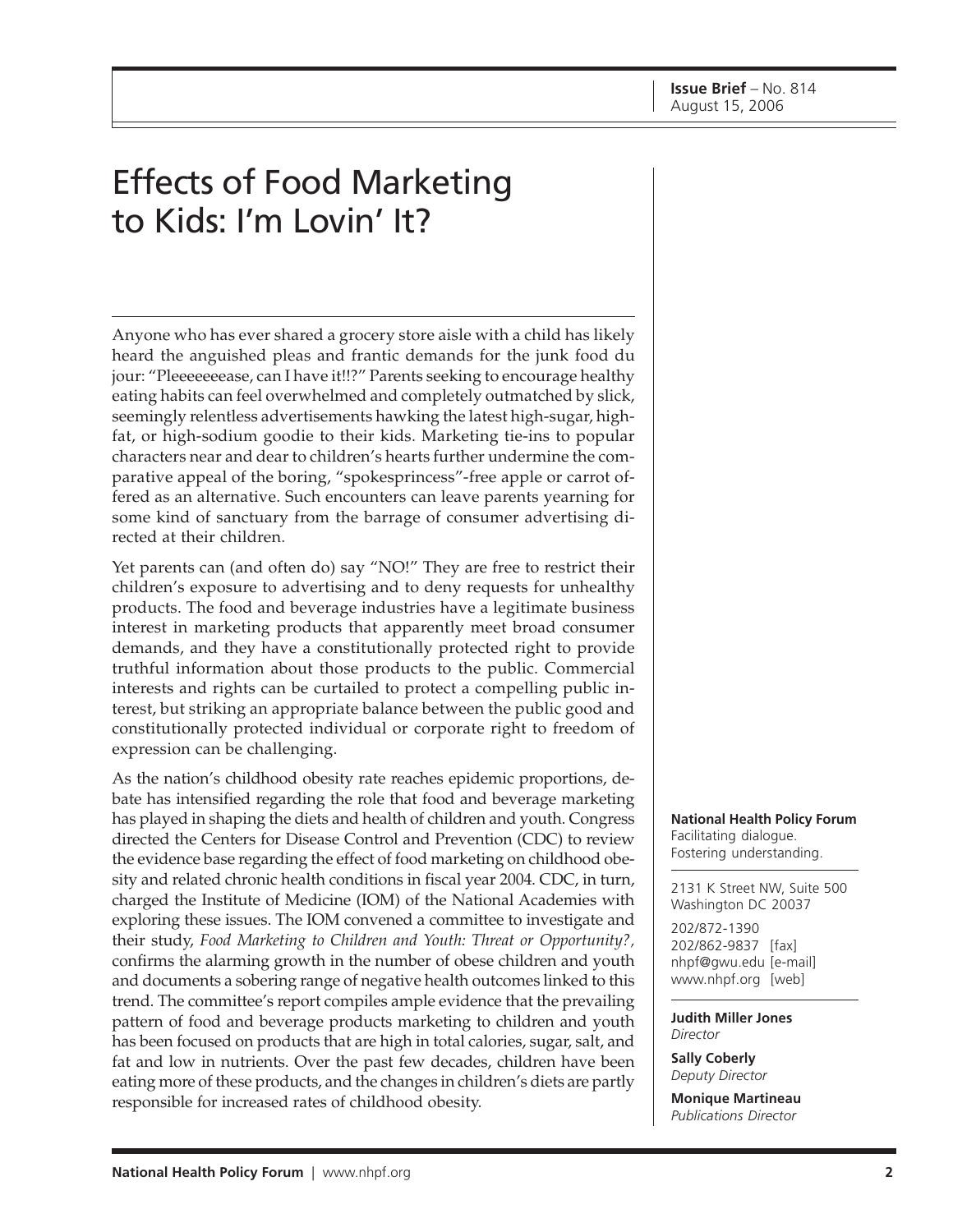**Issue Brief** – No. 814
August 15, 2006

# Effects of Food Marketing to Kids: I'm Lovin' It?

Anyone who has ever shared a grocery store aisle with a child has likely heard the anguished pleas and frantic demands for the junk food du jour: "Pleeeeeeease, can I have it!!?" Parents seeking to encourage healthy eating habits can feel overwhelmed and completely outmatched by slick, seemingly relentless advertisements hawking the latest high-sugar, high-fat, or high-sodium goodie to their kids. Marketing tie-ins to popular characters near and dear to children's hearts further undermine the comparative appeal of the boring, "spokesprincess"-free apple or carrot offered as an alternative. Such encounters can leave parents yearning for some kind of sanctuary from the barrage of consumer advertising directed at their children.

Yet parents can (and often do) say "NO!" They are free to restrict their children's exposure to advertising and to deny requests for unhealthy products. The food and beverage industries have a legitimate business interest in marketing products that apparently meet broad consumer demands, and they have a constitutionally protected right to provide truthful information about those products to the public. Commercial interests and rights can be curtailed to protect a compelling public interest, but striking an appropriate balance between the public good and constitutionally protected individual or corporate right to freedom of expression can be challenging.

As the nation's childhood obesity rate reaches epidemic proportions, debate has intensified regarding the role that food and beverage marketing has played in shaping the diets and health of children and youth. Congress directed the Centers for Disease Control and Prevention (CDC) to review the evidence base regarding the effect of food marketing on childhood obesity and related chronic health conditions in fiscal year 2004. CDC, in turn, charged the Institute of Medicine (IOM) of the National Academies with exploring these issues. The IOM convened a committee to investigate and their study, *Food Marketing to Children and Youth: Threat or Opportunity?*, confirms the alarming growth in the number of obese children and youth and documents a sobering range of negative health outcomes linked to this trend. The committee's report compiles ample evidence that the prevailing pattern of food and beverage products marketing to children and youth has been focused on products that are high in total calories, sugar, salt, and fat and low in nutrients. Over the past few decades, children have been eating more of these products, and the changes in children's diets are partly responsible for increased rates of childhood obesity.

**National Health Policy Forum**
Facilitating dialogue.
Fostering understanding.

2131 K Street NW, Suite 500
Washington DC 20037

202/872-1390
202/862-9837 [fax]
nhpf@gwu.edu [e-mail]
www.nhpf.org [web]

**Judith Miller Jones**
*Director*

**Sally Coberly**
*Deputy Director*

**Monique Martineau**
*Publications Director*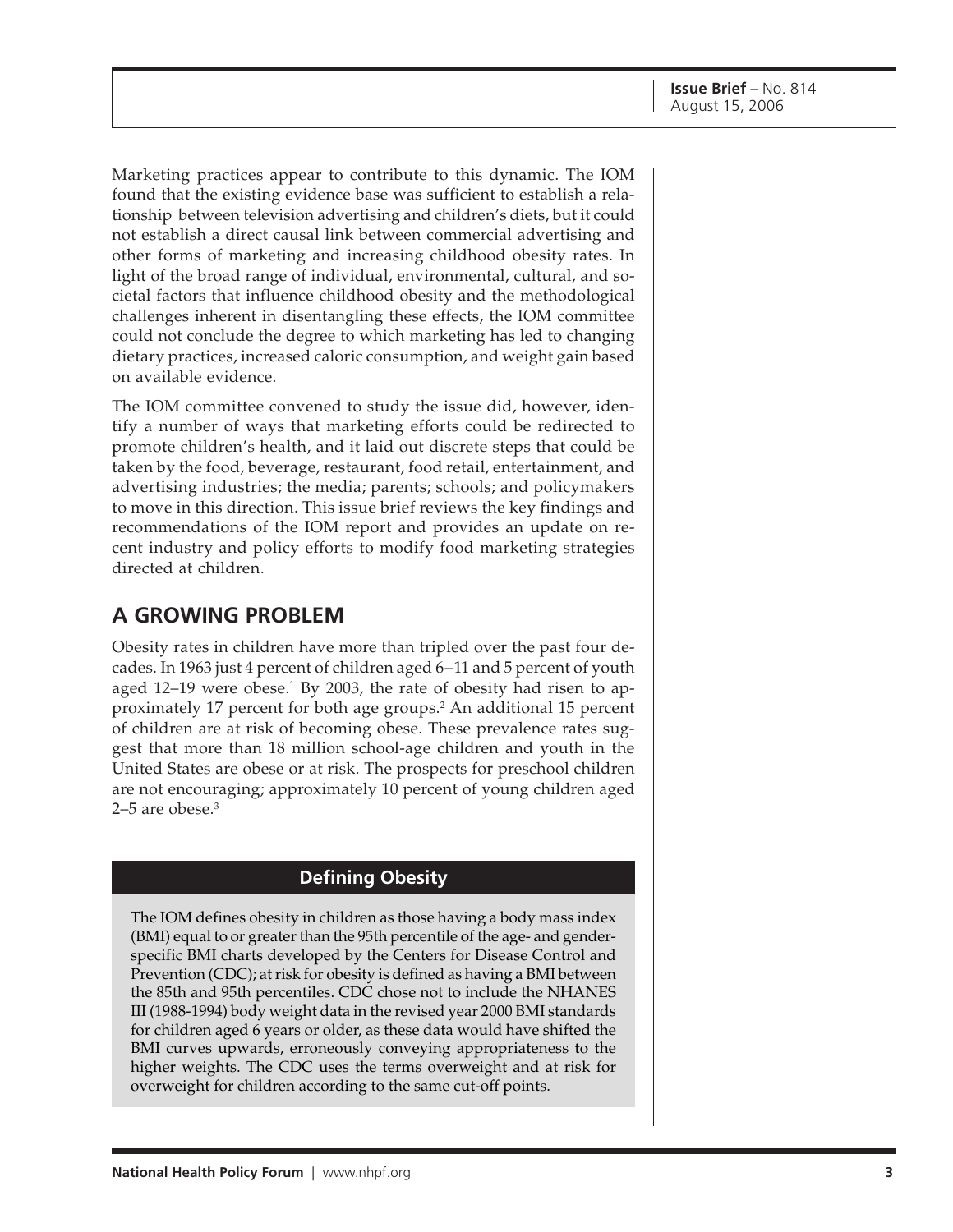Marketing practices appear to contribute to this dynamic. The IOM found that the existing evidence base was sufficient to establish a relationship between television advertising and children's diets, but it could not establish a direct causal link between commercial advertising and other forms of marketing and increasing childhood obesity rates. In light of the broad range of individual, environmental, cultural, and societal factors that influence childhood obesity and the methodological challenges inherent in disentangling these effects, the IOM committee could not conclude the degree to which marketing has led to changing dietary practices, increased caloric consumption, and weight gain based on available evidence.

The IOM committee convened to study the issue did, however, identify a number of ways that marketing efforts could be redirected to promote children's health, and it laid out discrete steps that could be taken by the food, beverage, restaurant, food retail, entertainment, and advertising industries; the media; parents; schools; and policymakers to move in this direction. This issue brief reviews the key findings and recommendations of the IOM report and provides an update on recent industry and policy efforts to modify food marketing strategies directed at children.

## A GROWING PROBLEM

Obesity rates in children have more than tripled over the past four decades. In 1963 just 4 percent of children aged 6–11 and 5 percent of youth aged 12–19 were obese.[1] By 2003, the rate of obesity had risen to approximately 17 percent for both age groups.[2] An additional 15 percent of children are at risk of becoming obese. These prevalence rates suggest that more than 18 million school-age children and youth in the United States are obese or at risk. The prospects for preschool children are not encouraging; approximately 10 percent of young children aged 2–5 are obese.[3]

### Defining Obesity

The IOM defines obesity in children as those having a body mass index (BMI) equal to or greater than the 95th percentile of the age- and gender-specific BMI charts developed by the Centers for Disease Control and Prevention (CDC); at risk for obesity is defined as having a BMI between the 85th and 95th percentiles. CDC chose not to include the NHANES III (1988-1994) body weight data in the revised year 2000 BMI standards for children aged 6 years or older, as these data would have shifted the BMI curves upwards, erroneously conveying appropriateness to the higher weights. The CDC uses the terms overweight and at risk for overweight for children according to the same cut-off points.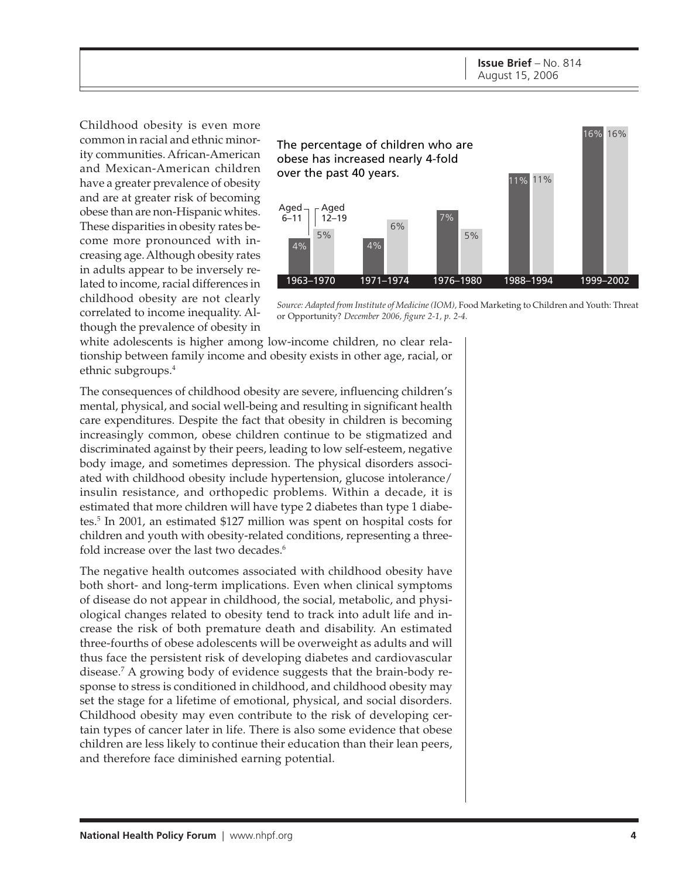Childhood obesity is even more common in racial and ethnic minority communities. African-American and Mexican-American children have a greater prevalence of obesity and are at greater risk of becoming obese than are non-Hispanic whites. These disparities in obesity rates become more pronounced with increasing age. Although obesity rates in adults appear to be inversely related to income, racial differences in childhood obesity are not clearly correlated to income inequality. Although the prevalence of obesity in white adolescents is higher among low-income children, no clear relationship between family income and obesity exists in other age, racial, or ethnic subgroups.[4]

The percentage of children who are obese has increased nearly 4-fold over the past 40 years.

| | Aged 6–11 | Aged 12–19 |
|---|---|---|
| 1963–1970 | 4% | 5% |
| 1971–1974 | 4% | 6% |
| 1976–1980 | 7% | 5% |
| 1988–1994 | 11% | 11% |
| 1999–2002 | 16% | 16% |

*Source: Adapted from Institute of Medicine (IOM),* Food Marketing to Children and Youth: Threat or Opportunity? *December 2006, figure 2-1, p. 2-4.*

The consequences of childhood obesity are severe, influencing children's mental, physical, and social well-being and resulting in significant health care expenditures. Despite the fact that obesity in children is becoming increasingly common, obese children continue to be stigmatized and discriminated against by their peers, leading to low self-esteem, negative body image, and sometimes depression. The physical disorders associated with childhood obesity include hypertension, glucose intolerance/insulin resistance, and orthopedic problems. Within a decade, it is estimated that more children will have type 2 diabetes than type 1 diabetes.[5] In 2001, an estimated $127 million was spent on hospital costs for children and youth with obesity-related conditions, representing a three-fold increase over the last two decades.[6]

The negative health outcomes associated with childhood obesity have both short- and long-term implications. Even when clinical symptoms of disease do not appear in childhood, the social, metabolic, and physiological changes related to obesity tend to track into adult life and increase the risk of both premature death and disability. An estimated three-fourths of obese adolescents will be overweight as adults and will thus face the persistent risk of developing diabetes and cardiovascular disease.[7] A growing body of evidence suggests that the brain-body response to stress is conditioned in childhood, and childhood obesity may set the stage for a lifetime of emotional, physical, and social disorders. Childhood obesity may even contribute to the risk of developing certain types of cancer later in life. There is also some evidence that obese children are less likely to continue their education than their lean peers, and therefore face diminished earning potential.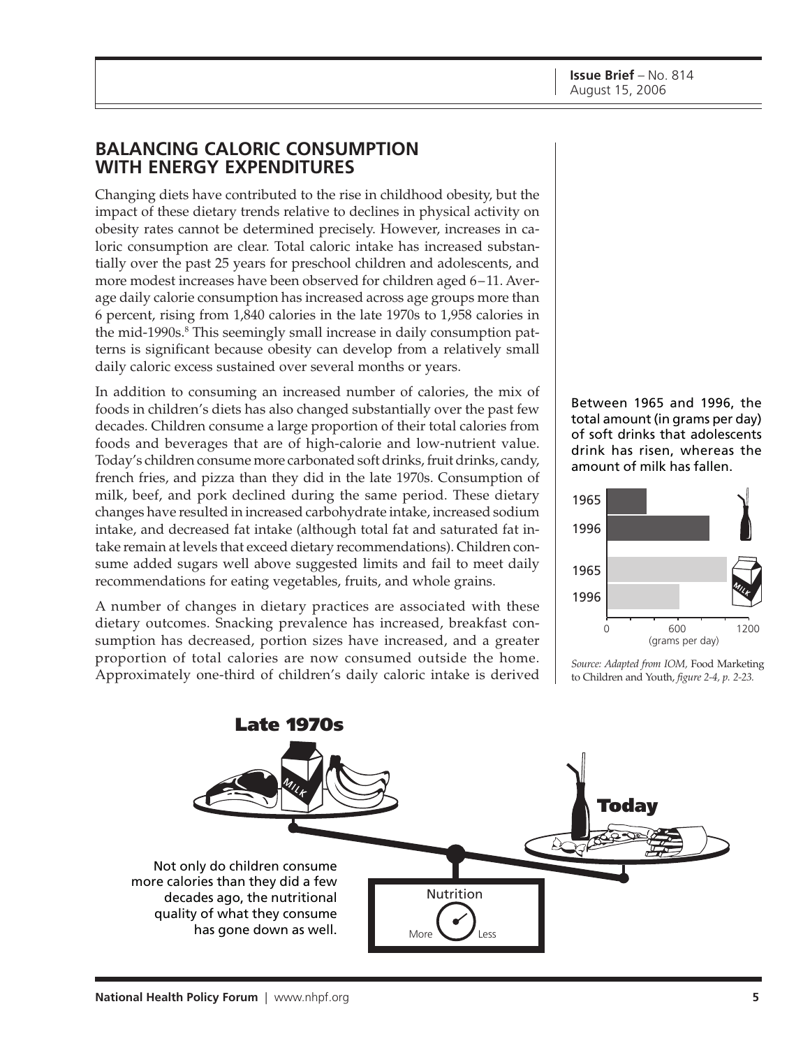## BALANCING CALORIC CONSUMPTION WITH ENERGY EXPENDITURES

Changing diets have contributed to the rise in childhood obesity, but the impact of these dietary trends relative to declines in physical activity on obesity rates cannot be determined precisely. However, increases in caloric consumption are clear. Total caloric intake has increased substantially over the past 25 years for preschool children and adolescents, and more modest increases have been observed for children aged 6–11. Average daily calorie consumption has increased across age groups more than 6 percent, rising from 1,840 calories in the late 1970s to 1,958 calories in the mid-1990s.[8] This seemingly small increase in daily consumption patterns is significant because obesity can develop from a relatively small daily caloric excess sustained over several months or years.

In addition to consuming an increased number of calories, the mix of foods in children's diets has also changed substantially over the past few decades. Children consume a large proportion of their total calories from foods and beverages that are of high-calorie and low-nutrient value. Today's children consume more carbonated soft drinks, fruit drinks, candy, french fries, and pizza than they did in the late 1970s. Consumption of milk, beef, and pork declined during the same period. These dietary changes have resulted in increased carbohydrate intake, increased sodium intake, and decreased fat intake (although total fat and saturated fat intake remain at levels that exceed dietary recommendations). Children consume added sugars well above suggested limits and fail to meet daily recommendations for eating vegetables, fruits, and whole grains.

A number of changes in dietary practices are associated with these dietary outcomes. Snacking prevalence has increased, breakfast consumption has decreased, portion sizes have increased, and a greater proportion of total calories are now consumed outside the home. Approximately one-third of children's daily caloric intake is derived

Between 1965 and 1996, the total amount (in grams per day) of soft drinks that adolescents drink has risen, whereas the amount of milk has fallen.

*Source: Adapted from IOM,* Food Marketing to Children and Youth, *figure 2-4, p. 2-23.*

Not only do children consume more calories than they did a few decades ago, the nutritional quality of what they consume has gone down as well.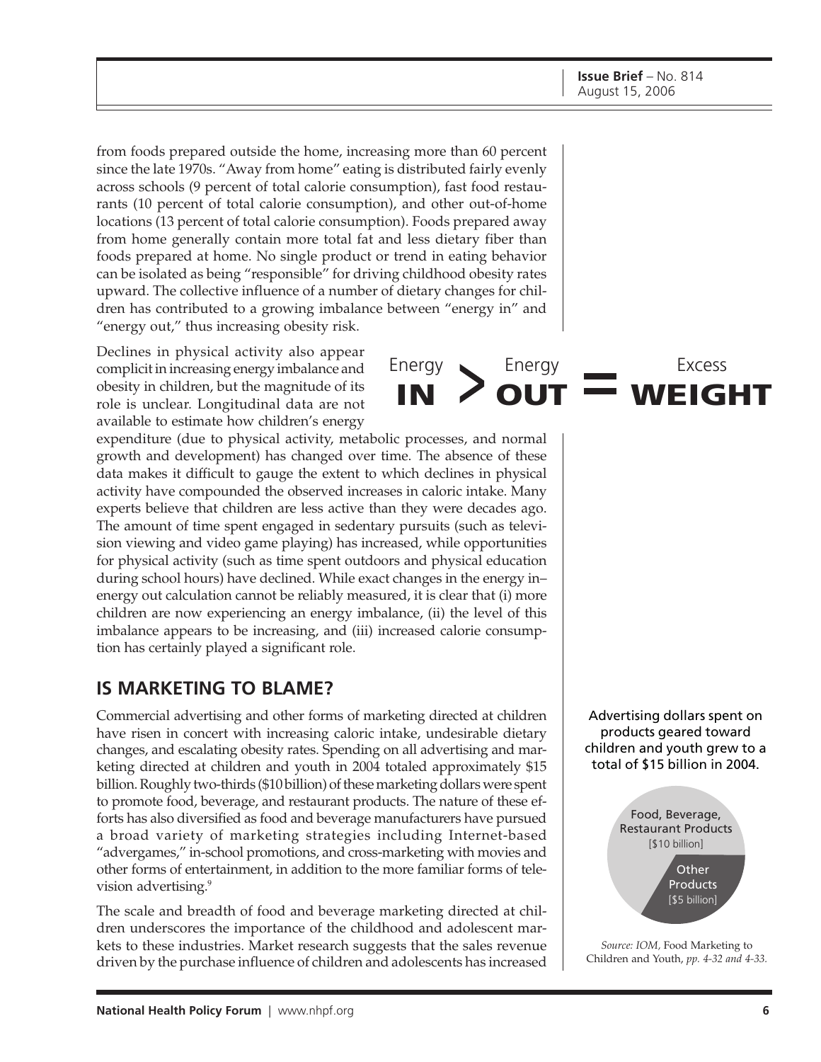from foods prepared outside the home, increasing more than 60 percent since the late 1970s. "Away from home" eating is distributed fairly evenly across schools (9 percent of total calorie consumption), fast food restaurants (10 percent of total calorie consumption), and other out-of-home locations (13 percent of total calorie consumption). Foods prepared away from home generally contain more total fat and less dietary fiber than foods prepared at home. No single product or trend in eating behavior can be isolated as being "responsible" for driving childhood obesity rates upward. The collective influence of a number of dietary changes for children has contributed to a growing imbalance between "energy in" and "energy out," thus increasing obesity risk.

Energy **IN** > Energy **OUT** = Excess **WEIGHT**

Declines in physical activity also appear complicit in increasing energy imbalance and obesity in children, but the magnitude of its role is unclear. Longitudinal data are not available to estimate how children's energy expenditure (due to physical activity, metabolic processes, and normal growth and development) has changed over time. The absence of these data makes it difficult to gauge the extent to which declines in physical activity have compounded the observed increases in caloric intake. Many experts believe that children are less active than they were decades ago. The amount of time spent engaged in sedentary pursuits (such as television viewing and video game playing) has increased, while opportunities for physical activity (such as time spent outdoors and physical education during school hours) have declined. While exact changes in the energy in–energy out calculation cannot be reliably measured, it is clear that (i) more children are now experiencing an energy imbalance, (ii) the level of this imbalance appears to be increasing, and (iii) increased calorie consumption has certainly played a significant role.

## IS MARKETING TO BLAME?

Commercial advertising and other forms of marketing directed at children have risen in concert with increasing caloric intake, undesirable dietary changes, and escalating obesity rates. Spending on all advertising and marketing directed at children and youth in 2004 totaled approximately $15 billion. Roughly two-thirds ($10 billion) of these marketing dollars were spent to promote food, beverage, and restaurant products. The nature of these efforts has also diversified as food and beverage manufacturers have pursued a broad variety of marketing strategies including Internet-based "advergames," in-school promotions, and cross-marketing with movies and other forms of entertainment, in addition to the more familiar forms of television advertising.[9]

Advertising dollars spent on products geared toward children and youth grew to a total of $15 billion in 2004.

- Food, Beverage, Restaurant Products [$10 billion]
- Other Products [$5 billion]

*Source: IOM,* Food Marketing to Children and Youth, *pp. 4-32 and 4-33.*

The scale and breadth of food and beverage marketing directed at children underscores the importance of the childhood and adolescent markets to these industries. Market research suggests that the sales revenue driven by the purchase influence of children and adolescents has increased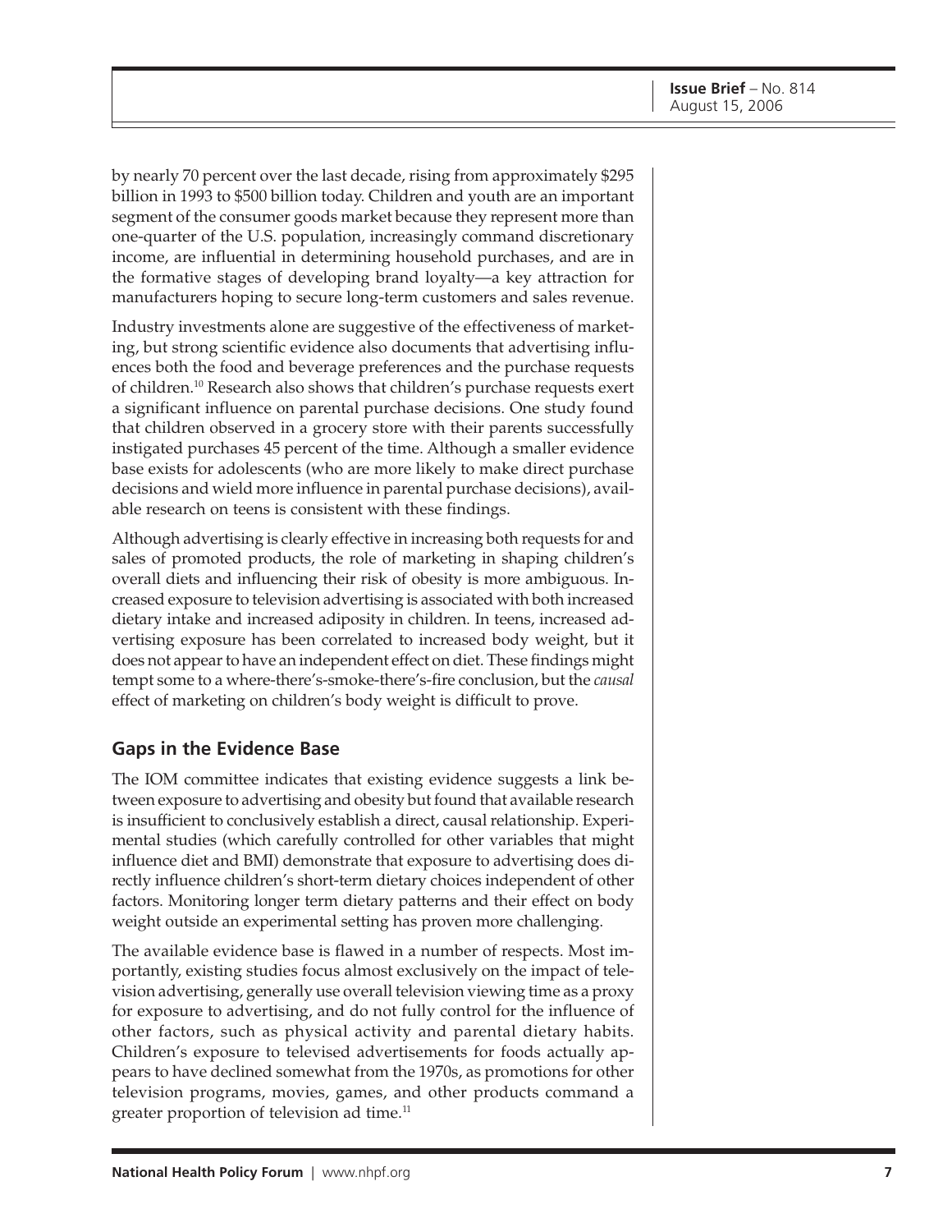by nearly 70 percent over the last decade, rising from approximately $295 billion in 1993 to $500 billion today. Children and youth are an important segment of the consumer goods market because they represent more than one-quarter of the U.S. population, increasingly command discretionary income, are influential in determining household purchases, and are in the formative stages of developing brand loyalty—a key attraction for manufacturers hoping to secure long-term customers and sales revenue.

Industry investments alone are suggestive of the effectiveness of marketing, but strong scientific evidence also documents that advertising influences both the food and beverage preferences and the purchase requests of children.[10] Research also shows that children's purchase requests exert a significant influence on parental purchase decisions. One study found that children observed in a grocery store with their parents successfully instigated purchases 45 percent of the time. Although a smaller evidence base exists for adolescents (who are more likely to make direct purchase decisions and wield more influence in parental purchase decisions), available research on teens is consistent with these findings.

Although advertising is clearly effective in increasing both requests for and sales of promoted products, the role of marketing in shaping children's overall diets and influencing their risk of obesity is more ambiguous. Increased exposure to television advertising is associated with both increased dietary intake and increased adiposity in children. In teens, increased advertising exposure has been correlated to increased body weight, but it does not appear to have an independent effect on diet. These findings might tempt some to a where-there's-smoke-there's-fire conclusion, but the *causal* effect of marketing on children's body weight is difficult to prove.

## Gaps in the Evidence Base

The IOM committee indicates that existing evidence suggests a link between exposure to advertising and obesity but found that available research is insufficient to conclusively establish a direct, causal relationship. Experimental studies (which carefully controlled for other variables that might influence diet and BMI) demonstrate that exposure to advertising does directly influence children's short-term dietary choices independent of other factors. Monitoring longer term dietary patterns and their effect on body weight outside an experimental setting has proven more challenging.

The available evidence base is flawed in a number of respects. Most importantly, existing studies focus almost exclusively on the impact of television advertising, generally use overall television viewing time as a proxy for exposure to advertising, and do not fully control for the influence of other factors, such as physical activity and parental dietary habits. Children's exposure to televised advertisements for foods actually appears to have declined somewhat from the 1970s, as promotions for other television programs, movies, games, and other products command a greater proportion of television ad time.[11]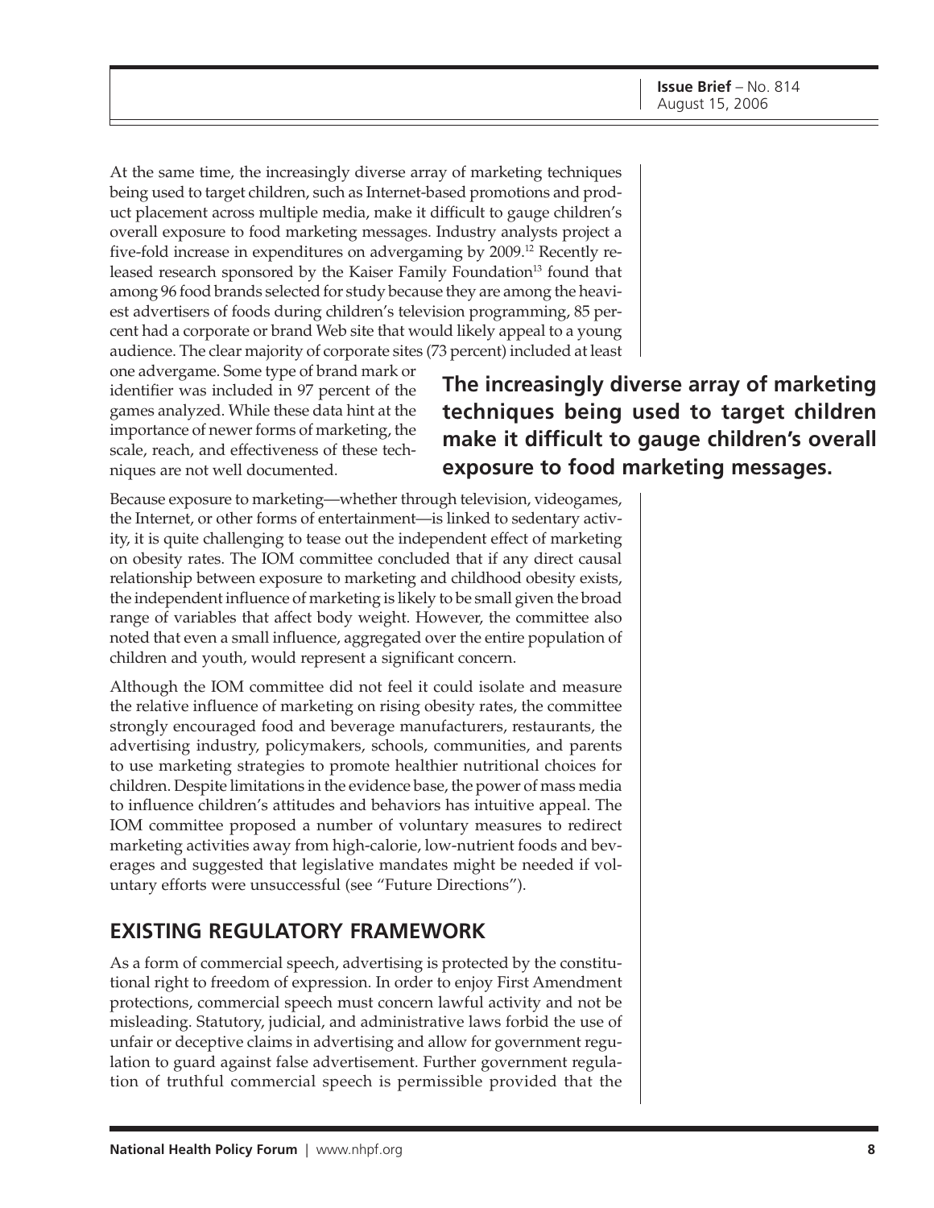At the same time, the increasingly diverse array of marketing techniques being used to target children, such as Internet-based promotions and product placement across multiple media, make it difficult to gauge children's overall exposure to food marketing messages. Industry analysts project a five-fold increase in expenditures on advergaming by 2009.[12] Recently released research sponsored by the Kaiser Family Foundation[13] found that among 96 food brands selected for study because they are among the heaviest advertisers of foods during children's television programming, 85 percent had a corporate or brand Web site that would likely appeal to a young audience. The clear majority of corporate sites (73 percent) included at least one advergame. Some type of brand mark or identifier was included in 97 percent of the games analyzed. While these data hint at the importance of newer forms of marketing, the scale, reach, and effectiveness of these techniques are not well documented.

**The increasingly diverse array of marketing techniques being used to target children make it difficult to gauge children's overall exposure to food marketing messages.**

Because exposure to marketing—whether through television, videogames, the Internet, or other forms of entertainment—is linked to sedentary activity, it is quite challenging to tease out the independent effect of marketing on obesity rates. The IOM committee concluded that if any direct causal relationship between exposure to marketing and childhood obesity exists, the independent influence of marketing is likely to be small given the broad range of variables that affect body weight. However, the committee also noted that even a small influence, aggregated over the entire population of children and youth, would represent a significant concern.

Although the IOM committee did not feel it could isolate and measure the relative influence of marketing on rising obesity rates, the committee strongly encouraged food and beverage manufacturers, restaurants, the advertising industry, policymakers, schools, communities, and parents to use marketing strategies to promote healthier nutritional choices for children. Despite limitations in the evidence base, the power of mass media to influence children's attitudes and behaviors has intuitive appeal. The IOM committee proposed a number of voluntary measures to redirect marketing activities away from high-calorie, low-nutrient foods and beverages and suggested that legislative mandates might be needed if voluntary efforts were unsuccessful (see "Future Directions").

## EXISTING REGULATORY FRAMEWORK

As a form of commercial speech, advertising is protected by the constitutional right to freedom of expression. In order to enjoy First Amendment protections, commercial speech must concern lawful activity and not be misleading. Statutory, judicial, and administrative laws forbid the use of unfair or deceptive claims in advertising and allow for government regulation to guard against false advertisement. Further government regulation of truthful commercial speech is permissible provided that the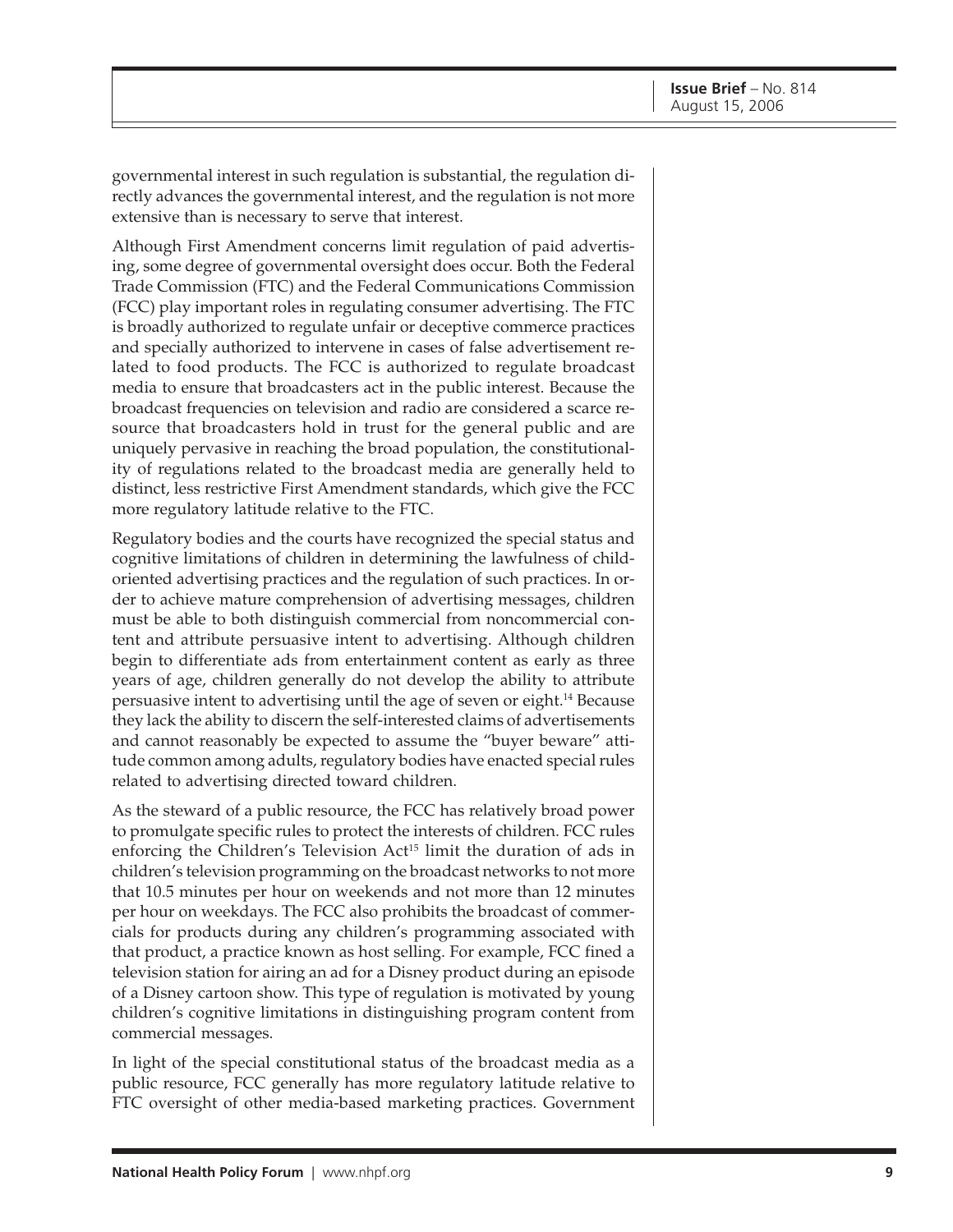governmental interest in such regulation is substantial, the regulation directly advances the governmental interest, and the regulation is not more extensive than is necessary to serve that interest.

Although First Amendment concerns limit regulation of paid advertising, some degree of governmental oversight does occur. Both the Federal Trade Commission (FTC) and the Federal Communications Commission (FCC) play important roles in regulating consumer advertising. The FTC is broadly authorized to regulate unfair or deceptive commerce practices and specially authorized to intervene in cases of false advertisement related to food products. The FCC is authorized to regulate broadcast media to ensure that broadcasters act in the public interest. Because the broadcast frequencies on television and radio are considered a scarce resource that broadcasters hold in trust for the general public and are uniquely pervasive in reaching the broad population, the constitutionality of regulations related to the broadcast media are generally held to distinct, less restrictive First Amendment standards, which give the FCC more regulatory latitude relative to the FTC.

Regulatory bodies and the courts have recognized the special status and cognitive limitations of children in determining the lawfulness of child-oriented advertising practices and the regulation of such practices. In order to achieve mature comprehension of advertising messages, children must be able to both distinguish commercial from noncommercial content and attribute persuasive intent to advertising. Although children begin to differentiate ads from entertainment content as early as three years of age, children generally do not develop the ability to attribute persuasive intent to advertising until the age of seven or eight.[14] Because they lack the ability to discern the self-interested claims of advertisements and cannot reasonably be expected to assume the "buyer beware" attitude common among adults, regulatory bodies have enacted special rules related to advertising directed toward children.

As the steward of a public resource, the FCC has relatively broad power to promulgate specific rules to protect the interests of children. FCC rules enforcing the Children's Television Act[15] limit the duration of ads in children's television programming on the broadcast networks to not more that 10.5 minutes per hour on weekends and not more than 12 minutes per hour on weekdays. The FCC also prohibits the broadcast of commercials for products during any children's programming associated with that product, a practice known as host selling. For example, FCC fined a television station for airing an ad for a Disney product during an episode of a Disney cartoon show. This type of regulation is motivated by young children's cognitive limitations in distinguishing program content from commercial messages.

In light of the special constitutional status of the broadcast media as a public resource, FCC generally has more regulatory latitude relative to FTC oversight of other media-based marketing practices. Government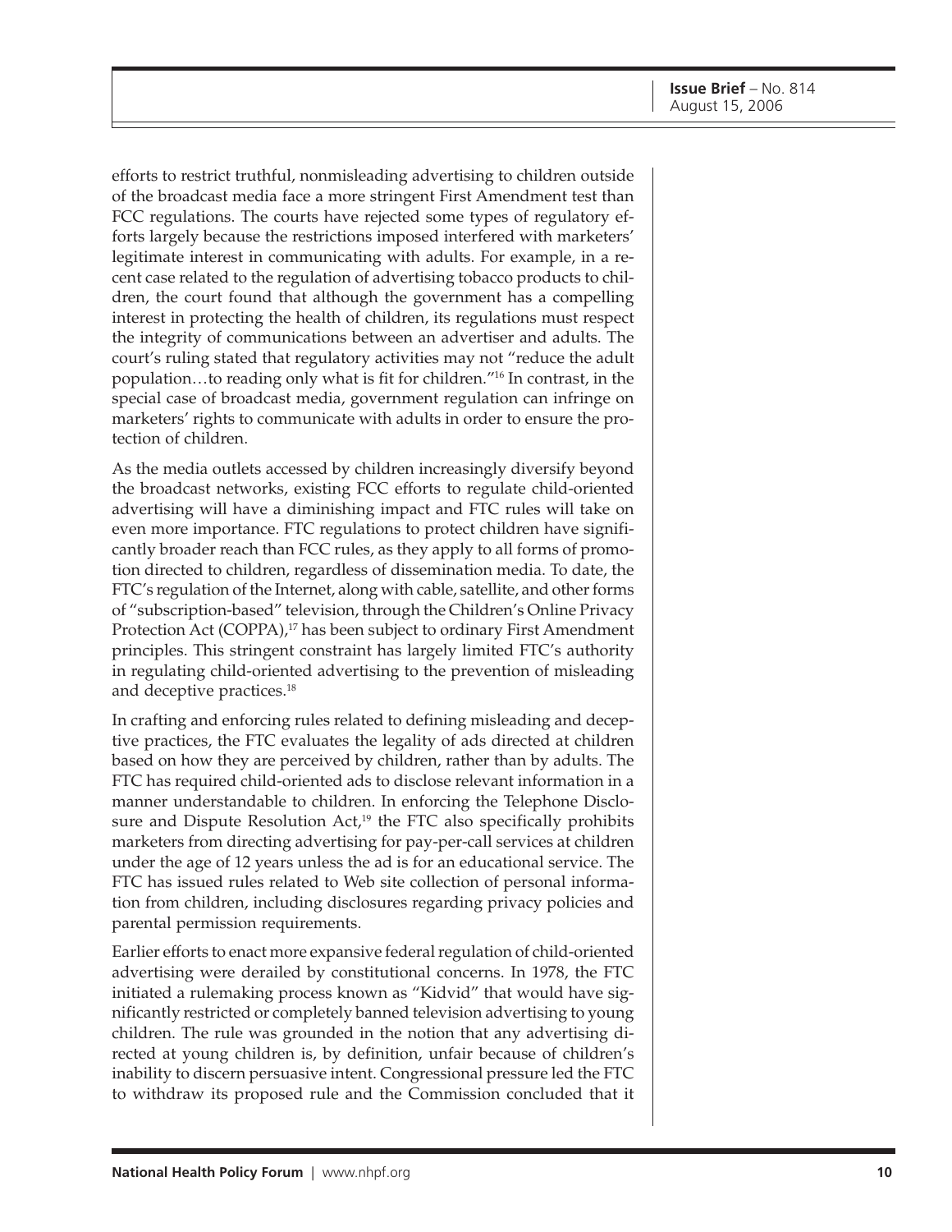efforts to restrict truthful, nonmisleading advertising to children outside of the broadcast media face a more stringent First Amendment test than FCC regulations. The courts have rejected some types of regulatory efforts largely because the restrictions imposed interfered with marketers' legitimate interest in communicating with adults. For example, in a recent case related to the regulation of advertising tobacco products to children, the court found that although the government has a compelling interest in protecting the health of children, its regulations must respect the integrity of communications between an advertiser and adults. The court's ruling stated that regulatory activities may not "reduce the adult population…to reading only what is fit for children."[16] In contrast, in the special case of broadcast media, government regulation can infringe on marketers' rights to communicate with adults in order to ensure the protection of children.

As the media outlets accessed by children increasingly diversify beyond the broadcast networks, existing FCC efforts to regulate child-oriented advertising will have a diminishing impact and FTC rules will take on even more importance. FTC regulations to protect children have significantly broader reach than FCC rules, as they apply to all forms of promotion directed to children, regardless of dissemination media. To date, the FTC's regulation of the Internet, along with cable, satellite, and other forms of "subscription-based" television, through the Children's Online Privacy Protection Act (COPPA),[17] has been subject to ordinary First Amendment principles. This stringent constraint has largely limited FTC's authority in regulating child-oriented advertising to the prevention of misleading and deceptive practices.[18]

In crafting and enforcing rules related to defining misleading and deceptive practices, the FTC evaluates the legality of ads directed at children based on how they are perceived by children, rather than by adults. The FTC has required child-oriented ads to disclose relevant information in a manner understandable to children. In enforcing the Telephone Disclosure and Dispute Resolution Act,[19] the FTC also specifically prohibits marketers from directing advertising for pay-per-call services at children under the age of 12 years unless the ad is for an educational service. The FTC has issued rules related to Web site collection of personal information from children, including disclosures regarding privacy policies and parental permission requirements.

Earlier efforts to enact more expansive federal regulation of child-oriented advertising were derailed by constitutional concerns. In 1978, the FTC initiated a rulemaking process known as "Kidvid" that would have significantly restricted or completely banned television advertising to young children. The rule was grounded in the notion that any advertising directed at young children is, by definition, unfair because of children's inability to discern persuasive intent. Congressional pressure led the FTC to withdraw its proposed rule and the Commission concluded that it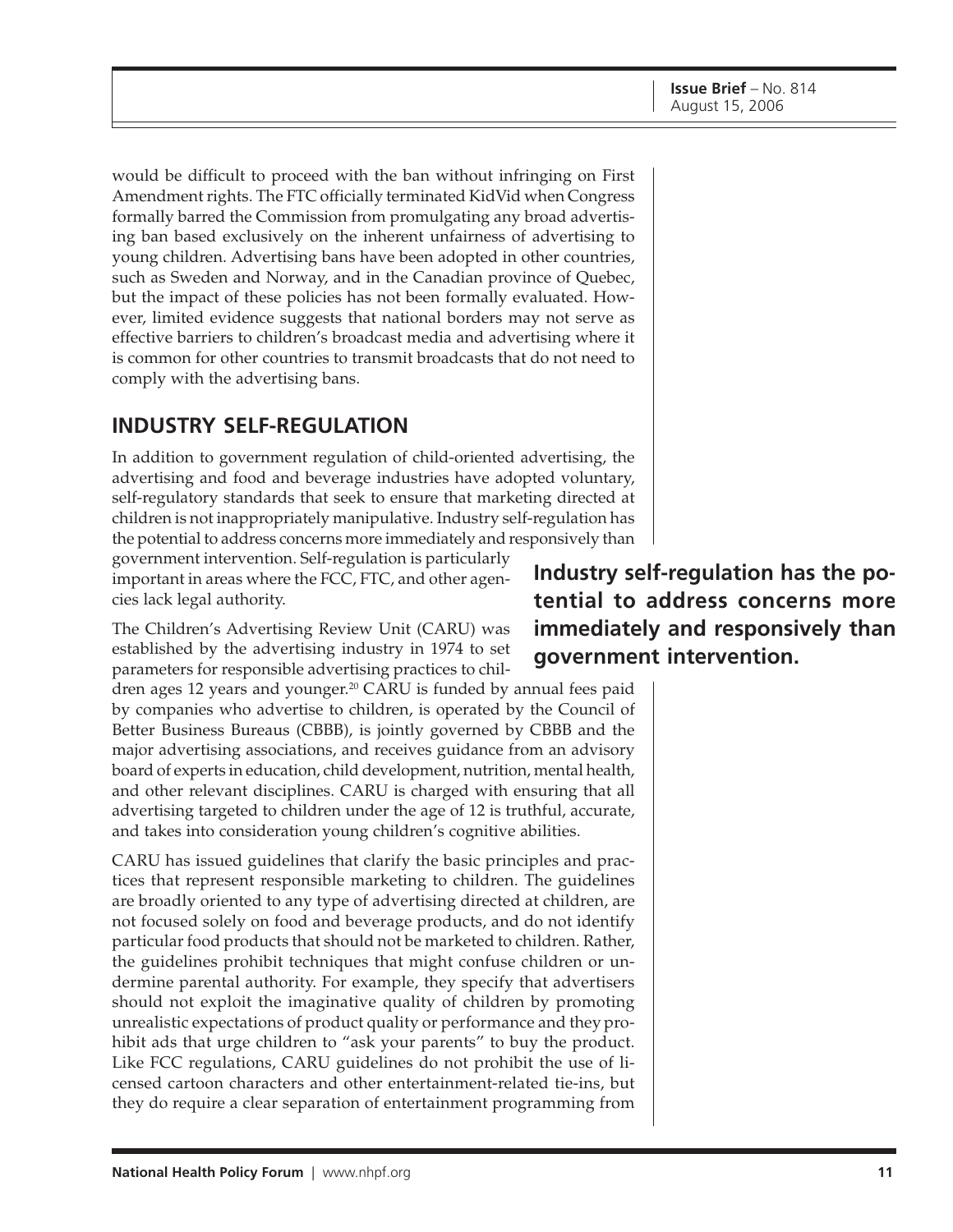would be difficult to proceed with the ban without infringing on First Amendment rights. The FTC officially terminated KidVid when Congress formally barred the Commission from promulgating any broad advertising ban based exclusively on the inherent unfairness of advertising to young children. Advertising bans have been adopted in other countries, such as Sweden and Norway, and in the Canadian province of Quebec, but the impact of these policies has not been formally evaluated. However, limited evidence suggests that national borders may not serve as effective barriers to children's broadcast media and advertising where it is common for other countries to transmit broadcasts that do not need to comply with the advertising bans.

## INDUSTRY SELF-REGULATION

In addition to government regulation of child-oriented advertising, the advertising and food and beverage industries have adopted voluntary, self-regulatory standards that seek to ensure that marketing directed at children is not inappropriately manipulative. Industry self-regulation has the potential to address concerns more immediately and responsively than government intervention. Self-regulation is particularly important in areas where the FCC, FTC, and other agencies lack legal authority.

**Industry self-regulation has the potential to address concerns more immediately and responsively than government intervention.**

The Children's Advertising Review Unit (CARU) was established by the advertising industry in 1974 to set parameters for responsible advertising practices to children ages 12 years and younger.[20] CARU is funded by annual fees paid by companies who advertise to children, is operated by the Council of Better Business Bureaus (CBBB), is jointly governed by CBBB and the major advertising associations, and receives guidance from an advisory board of experts in education, child development, nutrition, mental health, and other relevant disciplines. CARU is charged with ensuring that all advertising targeted to children under the age of 12 is truthful, accurate, and takes into consideration young children's cognitive abilities.

CARU has issued guidelines that clarify the basic principles and practices that represent responsible marketing to children. The guidelines are broadly oriented to any type of advertising directed at children, are not focused solely on food and beverage products, and do not identify particular food products that should not be marketed to children. Rather, the guidelines prohibit techniques that might confuse children or undermine parental authority. For example, they specify that advertisers should not exploit the imaginative quality of children by promoting unrealistic expectations of product quality or performance and they prohibit ads that urge children to "ask your parents" to buy the product. Like FCC regulations, CARU guidelines do not prohibit the use of licensed cartoon characters and other entertainment-related tie-ins, but they do require a clear separation of entertainment programming from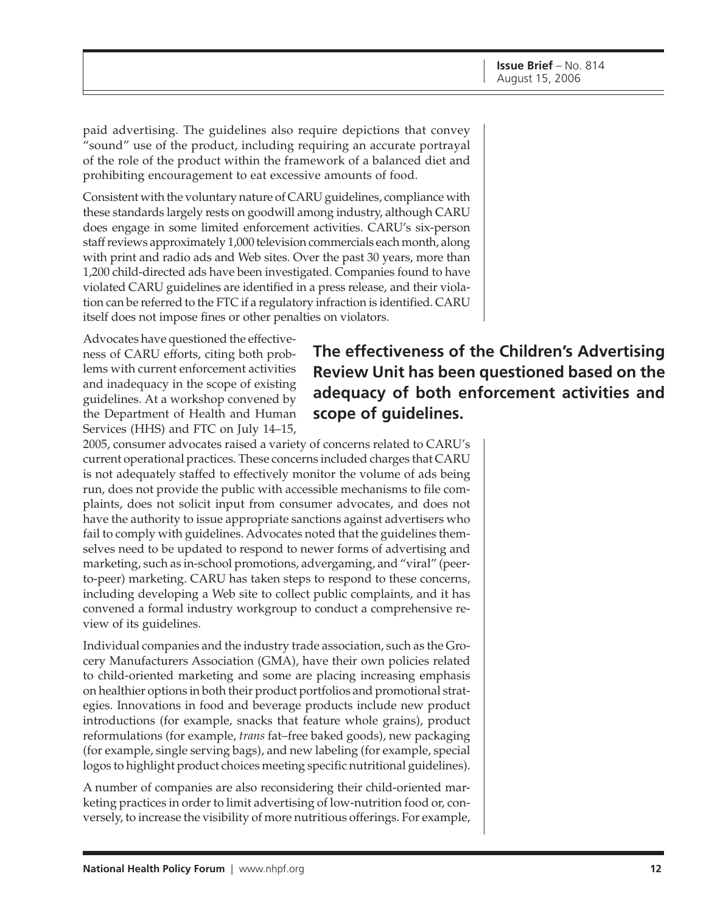paid advertising. The guidelines also require depictions that convey "sound" use of the product, including requiring an accurate portrayal of the role of the product within the framework of a balanced diet and prohibiting encouragement to eat excessive amounts of food.

Consistent with the voluntary nature of CARU guidelines, compliance with these standards largely rests on goodwill among industry, although CARU does engage in some limited enforcement activities. CARU's six-person staff reviews approximately 1,000 television commercials each month, along with print and radio ads and Web sites. Over the past 30 years, more than 1,200 child-directed ads have been investigated. Companies found to have violated CARU guidelines are identified in a press release, and their violation can be referred to the FTC if a regulatory infraction is identified. CARU itself does not impose fines or other penalties on violators.

**The effectiveness of the Children's Advertising Review Unit has been questioned based on the adequacy of both enforcement activities and scope of guidelines.**

Advocates have questioned the effectiveness of CARU efforts, citing both problems with current enforcement activities and inadequacy in the scope of existing guidelines. At a workshop convened by the Department of Health and Human Services (HHS) and FTC on July 14–15, 2005, consumer advocates raised a variety of concerns related to CARU's current operational practices. These concerns included charges that CARU is not adequately staffed to effectively monitor the volume of ads being run, does not provide the public with accessible mechanisms to file complaints, does not solicit input from consumer advocates, and does not have the authority to issue appropriate sanctions against advertisers who fail to comply with guidelines. Advocates noted that the guidelines themselves need to be updated to respond to newer forms of advertising and marketing, such as in-school promotions, advergaming, and "viral" (peer-to-peer) marketing. CARU has taken steps to respond to these concerns, including developing a Web site to collect public complaints, and it has convened a formal industry workgroup to conduct a comprehensive review of its guidelines.

Individual companies and the industry trade association, such as the Grocery Manufacturers Association (GMA), have their own policies related to child-oriented marketing and some are placing increasing emphasis on healthier options in both their product portfolios and promotional strategies. Innovations in food and beverage products include new product introductions (for example, snacks that feature whole grains), product reformulations (for example, *trans* fat–free baked goods), new packaging (for example, single serving bags), and new labeling (for example, special logos to highlight product choices meeting specific nutritional guidelines).

A number of companies are also reconsidering their child-oriented marketing practices in order to limit advertising of low-nutrition food or, conversely, to increase the visibility of more nutritious offerings. For example,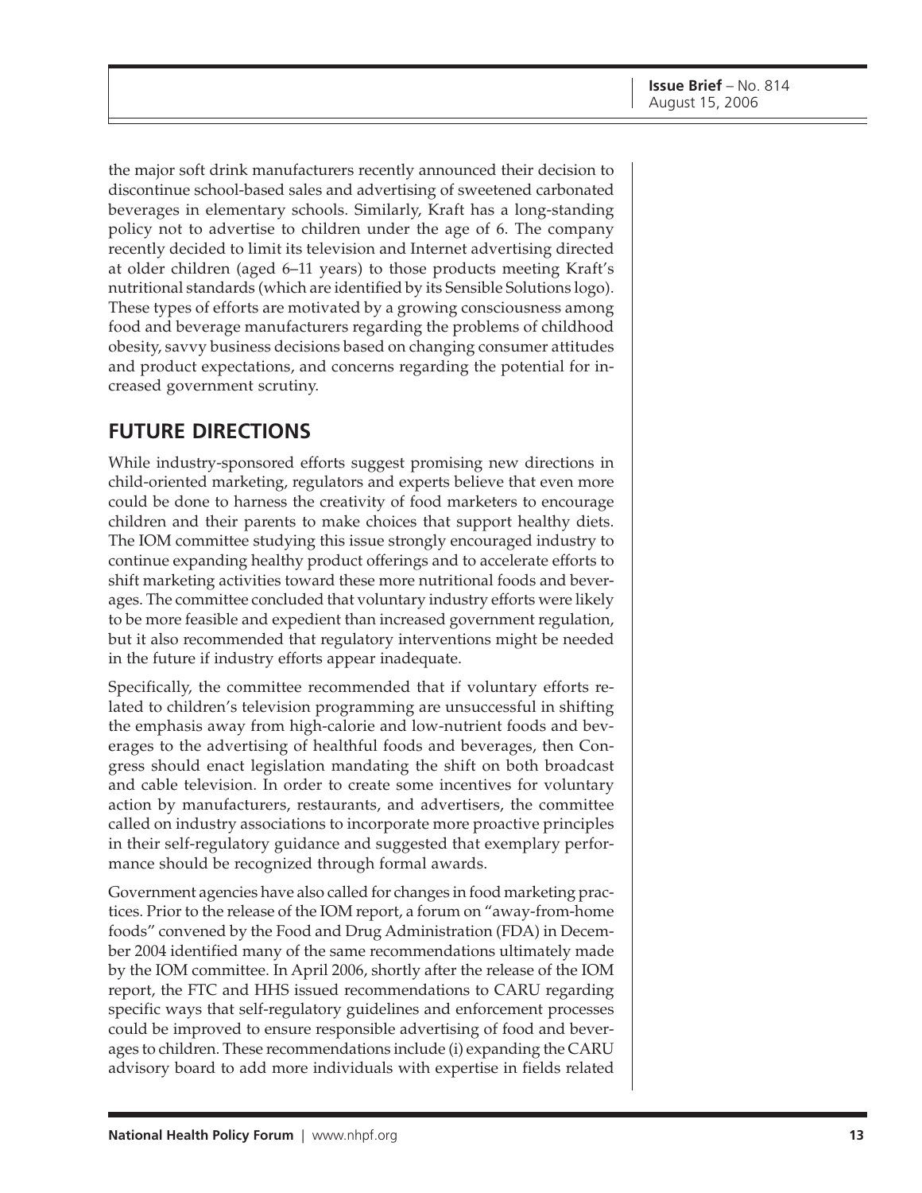the major soft drink manufacturers recently announced their decision to discontinue school-based sales and advertising of sweetened carbonated beverages in elementary schools. Similarly, Kraft has a long-standing policy not to advertise to children under the age of 6. The company recently decided to limit its television and Internet advertising directed at older children (aged 6–11 years) to those products meeting Kraft's nutritional standards (which are identified by its Sensible Solutions logo). These types of efforts are motivated by a growing consciousness among food and beverage manufacturers regarding the problems of childhood obesity, savvy business decisions based on changing consumer attitudes and product expectations, and concerns regarding the potential for increased government scrutiny.

## FUTURE DIRECTIONS

While industry-sponsored efforts suggest promising new directions in child-oriented marketing, regulators and experts believe that even more could be done to harness the creativity of food marketers to encourage children and their parents to make choices that support healthy diets. The IOM committee studying this issue strongly encouraged industry to continue expanding healthy product offerings and to accelerate efforts to shift marketing activities toward these more nutritional foods and beverages. The committee concluded that voluntary industry efforts were likely to be more feasible and expedient than increased government regulation, but it also recommended that regulatory interventions might be needed in the future if industry efforts appear inadequate.

Specifically, the committee recommended that if voluntary efforts related to children's television programming are unsuccessful in shifting the emphasis away from high-calorie and low-nutrient foods and beverages to the advertising of healthful foods and beverages, then Congress should enact legislation mandating the shift on both broadcast and cable television. In order to create some incentives for voluntary action by manufacturers, restaurants, and advertisers, the committee called on industry associations to incorporate more proactive principles in their self-regulatory guidance and suggested that exemplary performance should be recognized through formal awards.

Government agencies have also called for changes in food marketing practices. Prior to the release of the IOM report, a forum on "away-from-home foods" convened by the Food and Drug Administration (FDA) in December 2004 identified many of the same recommendations ultimately made by the IOM committee. In April 2006, shortly after the release of the IOM report, the FTC and HHS issued recommendations to CARU regarding specific ways that self-regulatory guidelines and enforcement processes could be improved to ensure responsible advertising of food and beverages to children. These recommendations include (i) expanding the CARU advisory board to add more individuals with expertise in fields related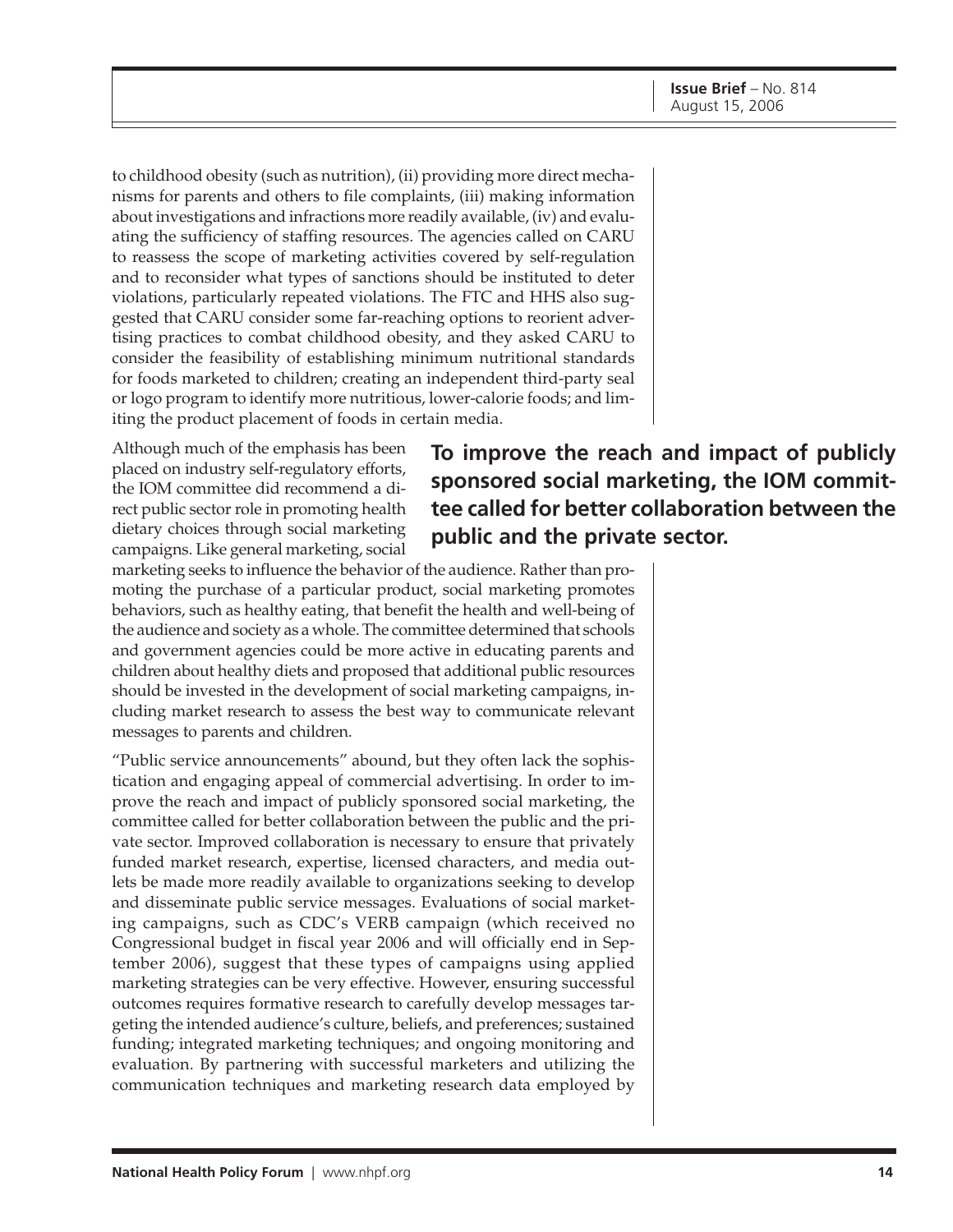to childhood obesity (such as nutrition), (ii) providing more direct mechanisms for parents and others to file complaints, (iii) making information about investigations and infractions more readily available, (iv) and evaluating the sufficiency of staffing resources. The agencies called on CARU to reassess the scope of marketing activities covered by self-regulation and to reconsider what types of sanctions should be instituted to deter violations, particularly repeated violations. The FTC and HHS also suggested that CARU consider some far-reaching options to reorient advertising practices to combat childhood obesity, and they asked CARU to consider the feasibility of establishing minimum nutritional standards for foods marketed to children; creating an independent third-party seal or logo program to identify more nutritious, lower-calorie foods; and limiting the product placement of foods in certain media.

**To improve the reach and impact of publicly sponsored social marketing, the IOM committee called for better collaboration between the public and the private sector.**

Although much of the emphasis has been placed on industry self-regulatory efforts, the IOM committee did recommend a direct public sector role in promoting health dietary choices through social marketing campaigns. Like general marketing, social marketing seeks to influence the behavior of the audience. Rather than promoting the purchase of a particular product, social marketing promotes behaviors, such as healthy eating, that benefit the health and well-being of the audience and society as a whole. The committee determined that schools and government agencies could be more active in educating parents and children about healthy diets and proposed that additional public resources should be invested in the development of social marketing campaigns, including market research to assess the best way to communicate relevant messages to parents and children.

"Public service announcements" abound, but they often lack the sophistication and engaging appeal of commercial advertising. In order to improve the reach and impact of publicly sponsored social marketing, the committee called for better collaboration between the public and the private sector. Improved collaboration is necessary to ensure that privately funded market research, expertise, licensed characters, and media outlets be made more readily available to organizations seeking to develop and disseminate public service messages. Evaluations of social marketing campaigns, such as CDC's VERB campaign (which received no Congressional budget in fiscal year 2006 and will officially end in September 2006), suggest that these types of campaigns using applied marketing strategies can be very effective. However, ensuring successful outcomes requires formative research to carefully develop messages targeting the intended audience's culture, beliefs, and preferences; sustained funding; integrated marketing techniques; and ongoing monitoring and evaluation. By partnering with successful marketers and utilizing the communication techniques and marketing research data employed by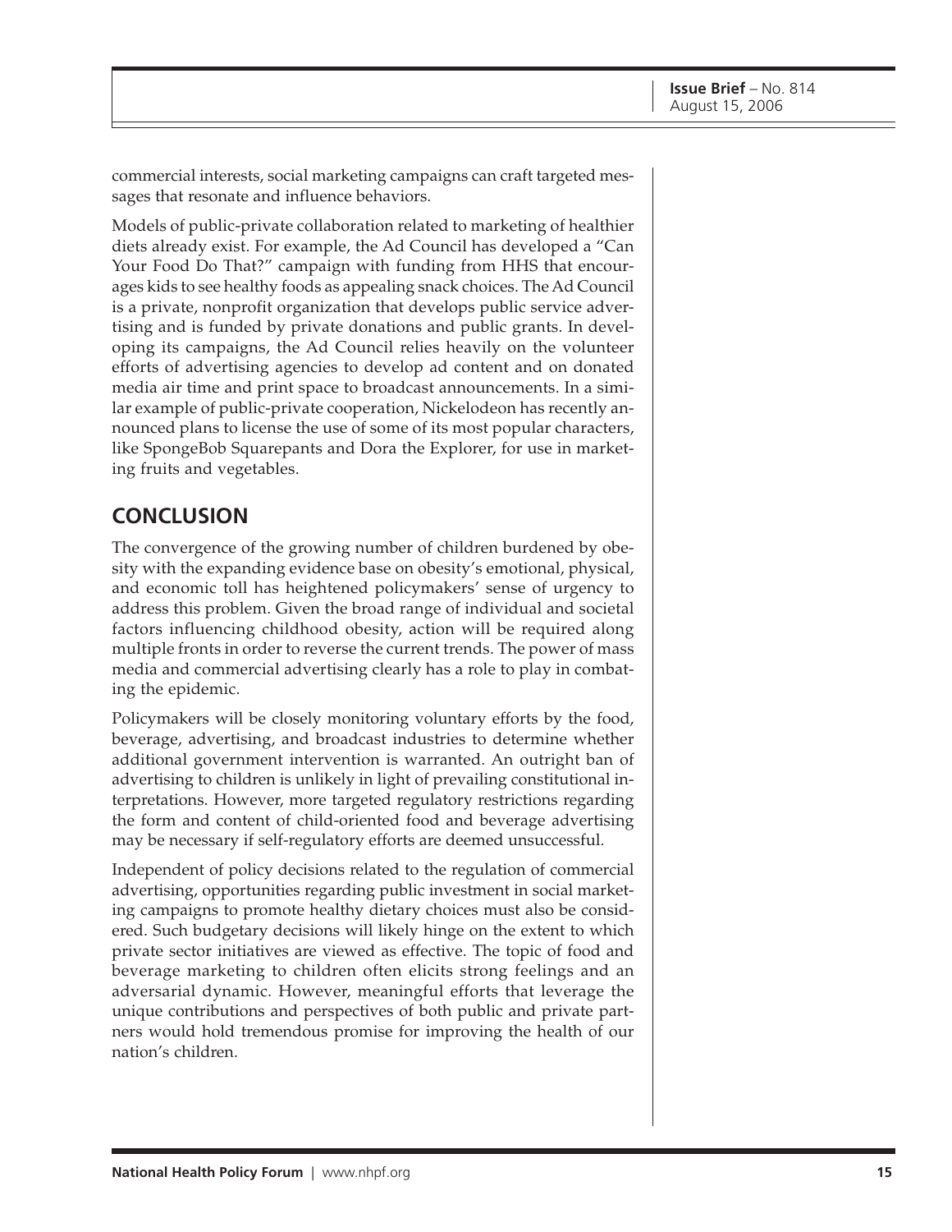commercial interests, social marketing campaigns can craft targeted messages that resonate and influence behaviors.

Models of public-private collaboration related to marketing of healthier diets already exist. For example, the Ad Council has developed a "Can Your Food Do That?" campaign with funding from HHS that encourages kids to see healthy foods as appealing snack choices. The Ad Council is a private, nonprofit organization that develops public service advertising and is funded by private donations and public grants. In developing its campaigns, the Ad Council relies heavily on the volunteer efforts of advertising agencies to develop ad content and on donated media air time and print space to broadcast announcements. In a similar example of public-private cooperation, Nickelodeon has recently announced plans to license the use of some of its most popular characters, like SpongeBob Squarepants and Dora the Explorer, for use in marketing fruits and vegetables.

## CONCLUSION

The convergence of the growing number of children burdened by obesity with the expanding evidence base on obesity's emotional, physical, and economic toll has heightened policymakers' sense of urgency to address this problem. Given the broad range of individual and societal factors influencing childhood obesity, action will be required along multiple fronts in order to reverse the current trends. The power of mass media and commercial advertising clearly has a role to play in combating the epidemic.

Policymakers will be closely monitoring voluntary efforts by the food, beverage, advertising, and broadcast industries to determine whether additional government intervention is warranted. An outright ban of advertising to children is unlikely in light of prevailing constitutional interpretations. However, more targeted regulatory restrictions regarding the form and content of child-oriented food and beverage advertising may be necessary if self-regulatory efforts are deemed unsuccessful.

Independent of policy decisions related to the regulation of commercial advertising, opportunities regarding public investment in social marketing campaigns to promote healthy dietary choices must also be considered. Such budgetary decisions will likely hinge on the extent to which private sector initiatives are viewed as effective. The topic of food and beverage marketing to children often elicits strong feelings and an adversarial dynamic. However, meaningful efforts that leverage the unique contributions and perspectives of both public and private partners would hold tremendous promise for improving the health of our nation's children.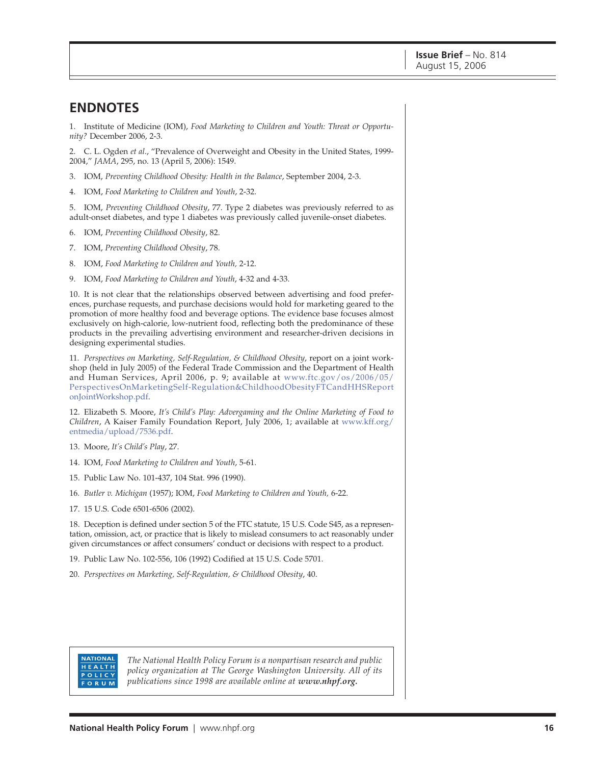## ENDNOTES

1. Institute of Medicine (IOM), *Food Marketing to Children and Youth: Threat or Opportunity?* December 2006, 2-3.

2. C. L. Ogden *et al*., "Prevalence of Overweight and Obesity in the United States, 1999-2004," *JAMA*, 295, no. 13 (April 5, 2006): 1549.

3. IOM, *Preventing Childhood Obesity: Health in the Balance*, September 2004, 2-3.

4. IOM, *Food Marketing to Children and Youth*, 2-32.

5. IOM, *Preventing Childhood Obesity*, 77. Type 2 diabetes was previously referred to as adult-onset diabetes, and type 1 diabetes was previously called juvenile-onset diabetes.

6. IOM, *Preventing Childhood Obesity*, 82.

7. IOM, *Preventing Childhood Obesity*, 78.

8. IOM, *Food Marketing to Children and Youth,* 2-12.

9. IOM, *Food Marketing to Children and Youth*, 4-32 and 4-33.

10. It is not clear that the relationships observed between advertising and food preferences, purchase requests, and purchase decisions would hold for marketing geared to the promotion of more healthy food and beverage options. The evidence base focuses almost exclusively on high-calorie, low-nutrient food, reflecting both the predominance of these products in the prevailing advertising environment and researcher-driven decisions in designing experimental studies.

11. *Perspectives on Marketing, Self-Regulation, & Childhood Obesity*, report on a joint workshop (held in July 2005) of the Federal Trade Commission and the Department of Health and Human Services, April 2006, p. 9; available at www.ftc.gov/os/2006/05/PerspectivesOnMarketingSelf-Regulation&ChildhoodObesityFTCandHHSReportonJointWorkshop.pdf.

12. Elizabeth S. Moore, *It's Child's Play: Advergaming and the Online Marketing of Food to Children*, A Kaiser Family Foundation Report, July 2006, 1; available at www.kff.org/entmedia/upload/7536.pdf.

13. Moore, *It's Child's Play*, 27.

14. IOM, *Food Marketing to Children and Youth*, 5-61.

15. Public Law No. 101-437, 104 Stat. 996 (1990).

16. *Butler v. Michigan* (1957); IOM, *Food Marketing to Children and Youth,* 6-22.

17. 15 U.S. Code 6501-6506 (2002).

18. Deception is defined under section 5 of the FTC statute, 15 U.S. Code S45, as a representation, omission, act, or practice that is likely to mislead consumers to act reasonably under given circumstances or affect consumers' conduct or decisions with respect to a product.

19. Public Law No. 102-556, 106 (1992) Codified at 15 U.S. Code 5701.

20. *Perspectives on Marketing, Self-Regulation, & Childhood Obesity*, 40.

NATIONAL HEALTH POLICY FORUM

*The National Health Policy Forum is a nonpartisan research and public policy organization at The George Washington University. All of its publications since 1998 are available online at* ***www.nhpf.org.***